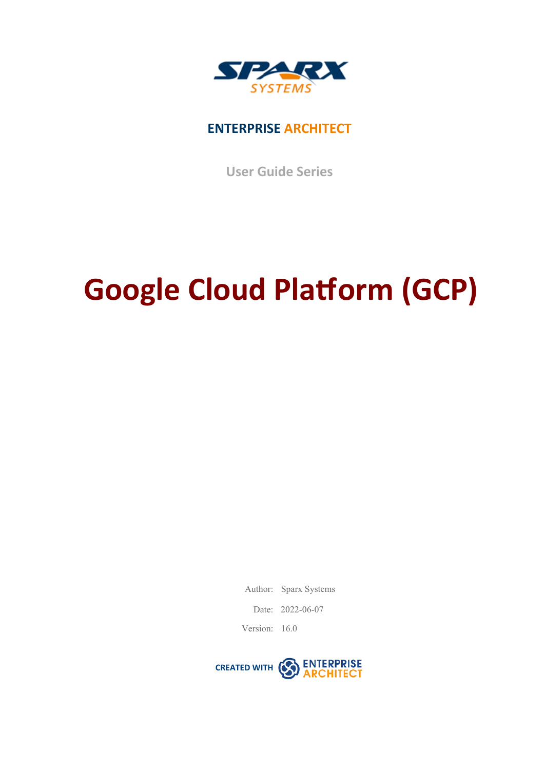SPARX SYSTEMS

**ENTERPRISE ARCHITECT**

User Guide Series

# Google Cloud Platform (GCP)

Author: Sparx Systems

Date: 2022-06-07

Version: 16.0

CREATED WITH ENTERPRISE ARCHITECT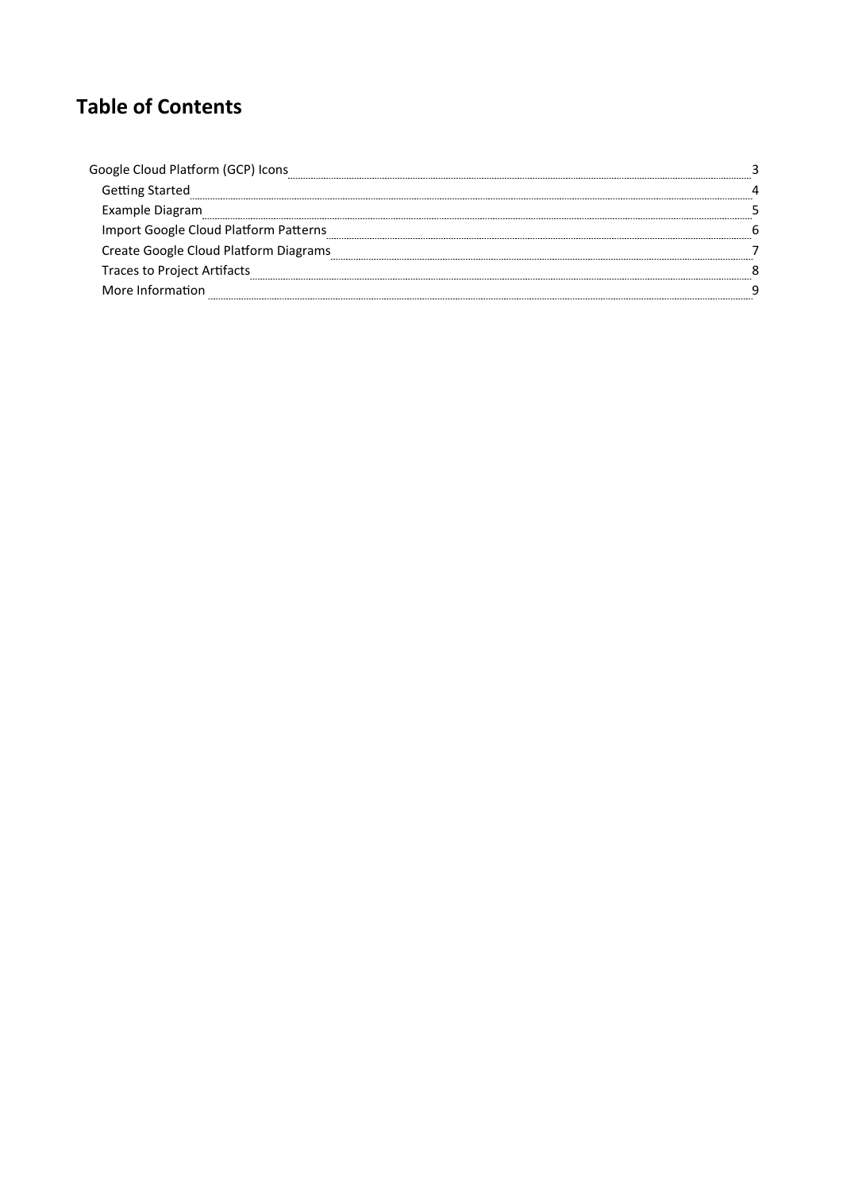# Table of Contents

- Google Cloud Platform (GCP) Icons ..... 3
  - Getting Started ..... 4
  - Example Diagram ..... 5
  - Import Google Cloud Platform Patterns ..... 6
  - Create Google Cloud Platform Diagrams ..... 7
  - Traces to Project Artifacts ..... 8
  - More Information ..... 9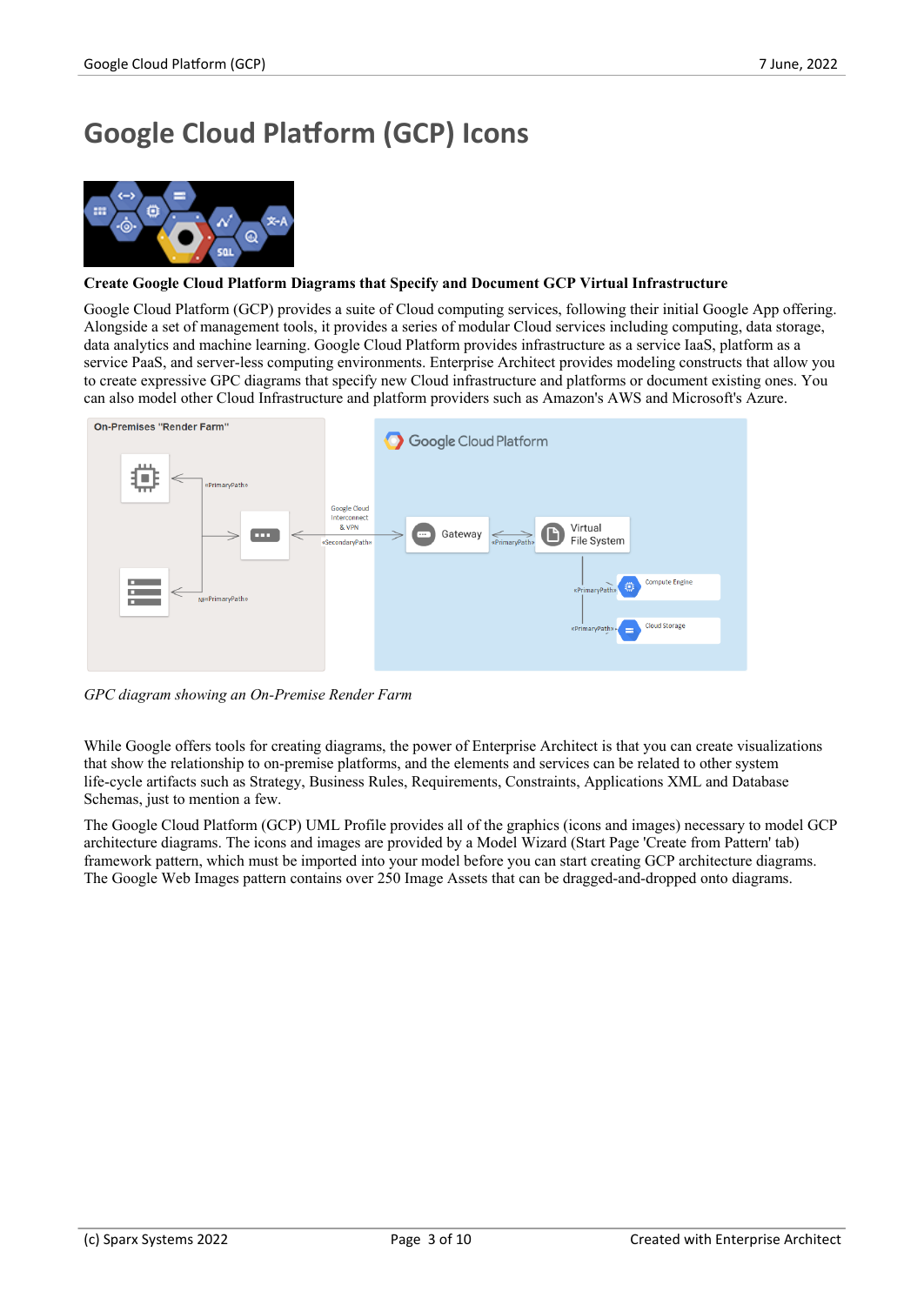# Google Cloud Platform (GCP) Icons

**Create Google Cloud Platform Diagrams that Specify and Document GCP Virtual Infrastructure**

Google Cloud Platform (GCP) provides a suite of Cloud computing services, following their initial Google App offering. Alongside a set of management tools, it provides a series of modular Cloud services including computing, data storage, data analytics and machine learning. Google Cloud Platform provides infrastructure as a service IaaS, platform as a service PaaS, and server-less computing environments. Enterprise Architect provides modeling constructs that allow you to create expressive GPC diagrams that specify new Cloud infrastructure and platforms or document existing ones. You can also model other Cloud Infrastructure and platform providers such as Amazon's AWS and Microsoft's Azure.

*GPC diagram showing an On-Premise Render Farm*

While Google offers tools for creating diagrams, the power of Enterprise Architect is that you can create visualizations that show the relationship to on-premise platforms, and the elements and services can be related to other system life-cycle artifacts such as Strategy, Business Rules, Requirements, Constraints, Applications XML and Database Schemas, just to mention a few.

The Google Cloud Platform (GCP) UML Profile provides all of the graphics (icons and images) necessary to model GCP architecture diagrams. The icons and images are provided by a Model Wizard (Start Page 'Create from Pattern' tab) framework pattern, which must be imported into your model before you can start creating GCP architecture diagrams. The Google Web Images pattern contains over 250 Image Assets that can be dragged-and-dropped onto diagrams.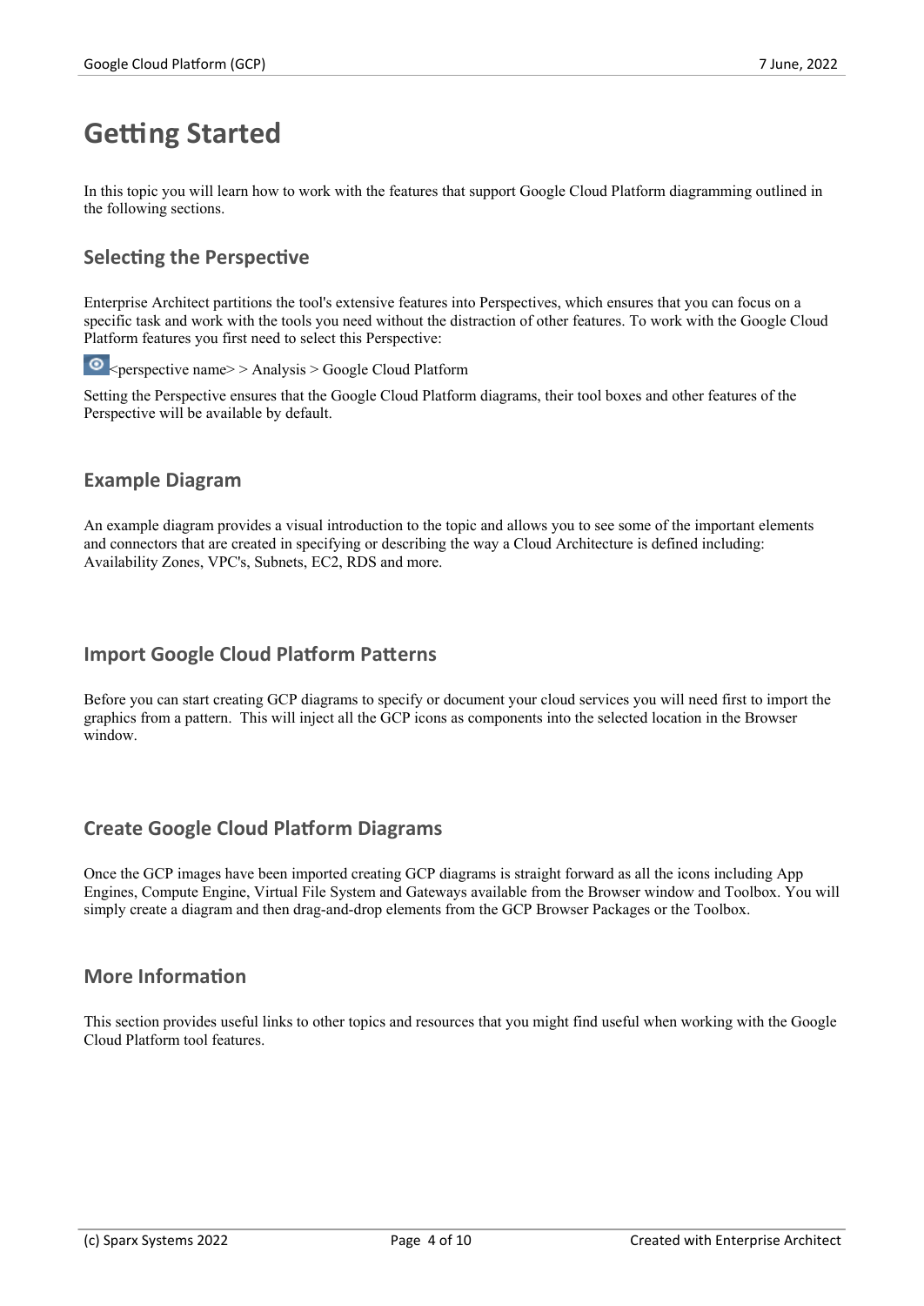# Getting Started

In this topic you will learn how to work with the features that support Google Cloud Platform diagramming outlined in the following sections.

## Selecting the Perspective

Enterprise Architect partitions the tool's extensive features into Perspectives, which ensures that you can focus on a specific task and work with the tools you need without the distraction of other features. To work with the Google Cloud Platform features you first need to select this Perspective:

<perspective name> > Analysis > Google Cloud Platform

Setting the Perspective ensures that the Google Cloud Platform diagrams, their tool boxes and other features of the Perspective will be available by default.

## Example Diagram

An example diagram provides a visual introduction to the topic and allows you to see some of the important elements and connectors that are created in specifying or describing the way a Cloud Architecture is defined including: Availability Zones, VPC's, Subnets, EC2, RDS and more.

## Import Google Cloud Platform Patterns

Before you can start creating GCP diagrams to specify or document your cloud services you will need first to import the graphics from a pattern. This will inject all the GCP icons as components into the selected location in the Browser window.

## Create Google Cloud Platform Diagrams

Once the GCP images have been imported creating GCP diagrams is straight forward as all the icons including App Engines, Compute Engine, Virtual File System and Gateways available from the Browser window and Toolbox. You will simply create a diagram and then drag-and-drop elements from the GCP Browser Packages or the Toolbox.

## More Information

This section provides useful links to other topics and resources that you might find useful when working with the Google Cloud Platform tool features.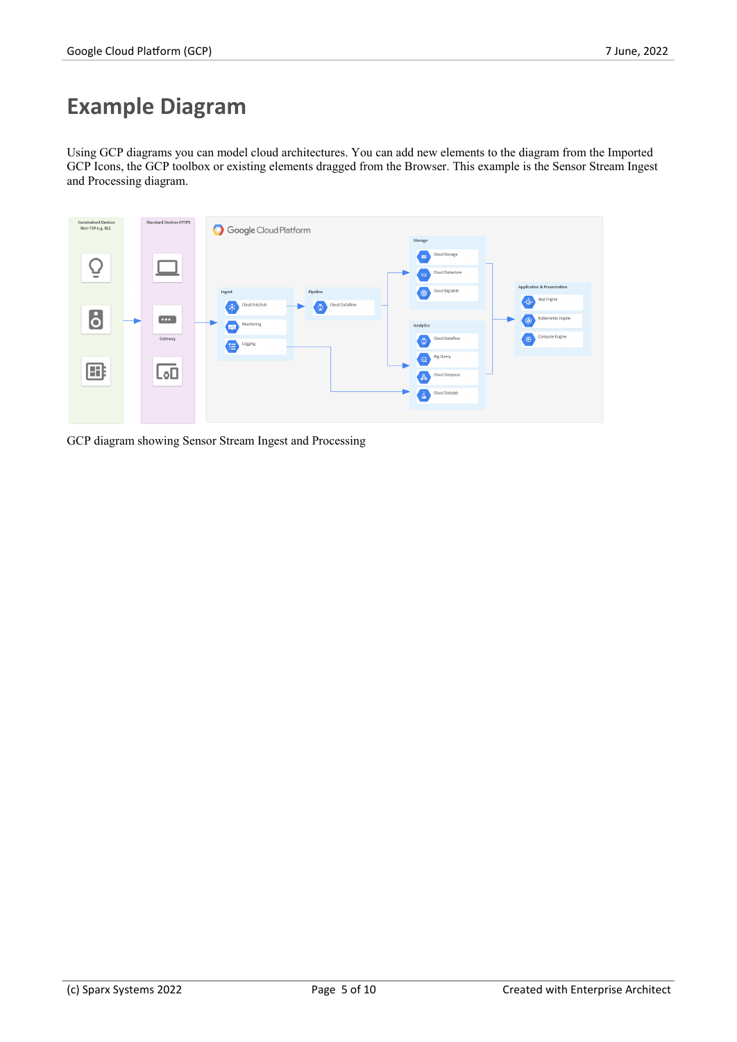# Example Diagram

Using GCP diagrams you can model cloud architectures. You can add new elements to the diagram from the Imported GCP Icons, the GCP toolbox or existing elements dragged from the Browser. This example is the Sensor Stream Ingest and Processing diagram.

GCP diagram showing Sensor Stream Ingest and Processing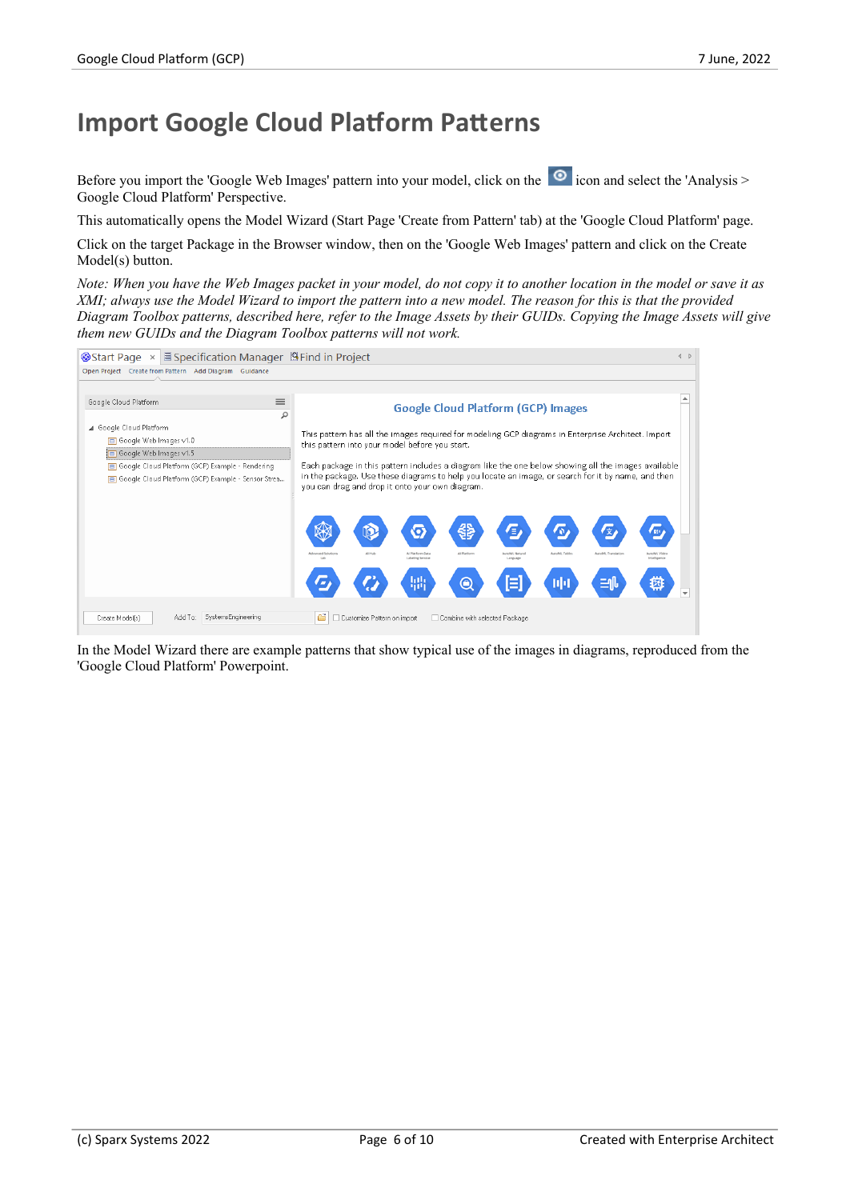# Import Google Cloud Platform Patterns

Before you import the 'Google Web Images' pattern into your model, click on the icon and select the 'Analysis > Google Cloud Platform' Perspective.

This automatically opens the Model Wizard (Start Page 'Create from Pattern' tab) at the 'Google Cloud Platform' page.

Click on the target Package in the Browser window, then on the 'Google Web Images' pattern and click on the Create Model(s) button.

*Note: When you have the Web Images packet in your model, do not copy it to another location in the model or save it as XMI; always use the Model Wizard to import the pattern into a new model. The reason for this is that the provided Diagram Toolbox patterns, described here, refer to the Image Assets by their GUIDs. Copying the Image Assets will give them new GUIDs and the Diagram Toolbox patterns will not work.*

In the Model Wizard there are example patterns that show typical use of the images in diagrams, reproduced from the 'Google Cloud Platform' Powerpoint.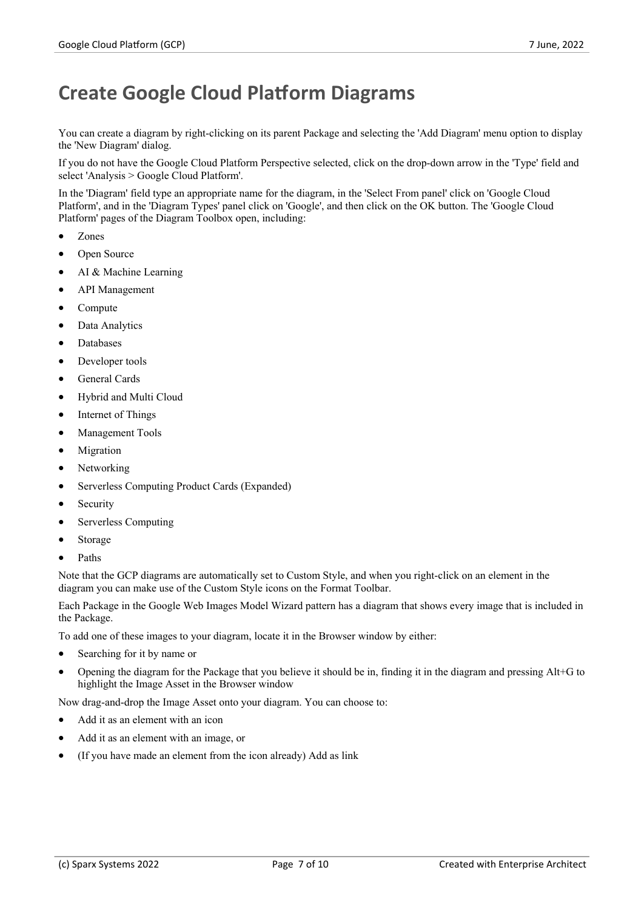# Create Google Cloud Platform Diagrams

You can create a diagram by right-clicking on its parent Package and selecting the 'Add Diagram' menu option to display the 'New Diagram' dialog.

If you do not have the Google Cloud Platform Perspective selected, click on the drop-down arrow in the 'Type' field and select 'Analysis > Google Cloud Platform'.

In the 'Diagram' field type an appropriate name for the diagram, in the 'Select From panel' click on 'Google Cloud Platform', and in the 'Diagram Types' panel click on 'Google', and then click on the OK button. The 'Google Cloud Platform' pages of the Diagram Toolbox open, including:

- Zones
- Open Source
- AI & Machine Learning
- API Management
- Compute
- Data Analytics
- Databases
- Developer tools
- General Cards
- Hybrid and Multi Cloud
- Internet of Things
- Management Tools
- Migration
- Networking
- Serverless Computing Product Cards (Expanded)
- Security
- Serverless Computing
- Storage
- Paths

Note that the GCP diagrams are automatically set to Custom Style, and when you right-click on an element in the diagram you can make use of the Custom Style icons on the Format Toolbar.

Each Package in the Google Web Images Model Wizard pattern has a diagram that shows every image that is included in the Package.

To add one of these images to your diagram, locate it in the Browser window by either:

- Searching for it by name or
- Opening the diagram for the Package that you believe it should be in, finding it in the diagram and pressing Alt+G to highlight the Image Asset in the Browser window

Now drag-and-drop the Image Asset onto your diagram. You can choose to:

- Add it as an element with an icon
- Add it as an element with an image, or
- (If you have made an element from the icon already) Add as link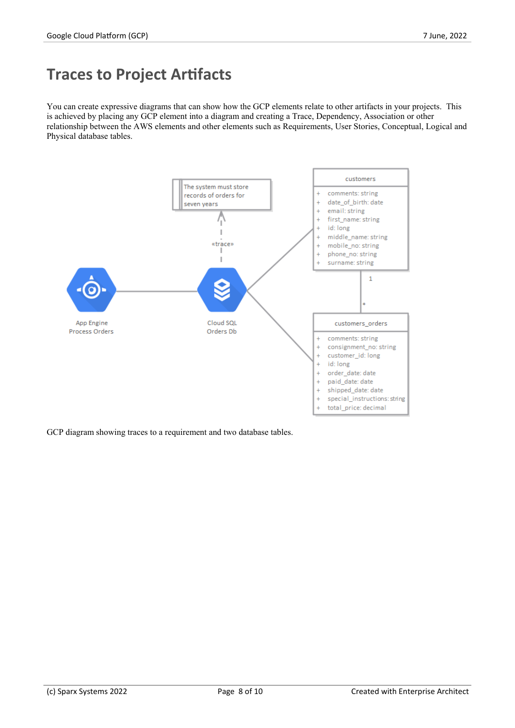# Traces to Project Artifacts

You can create expressive diagrams that can show how the GCP elements relate to other artifacts in your projects. This is achieved by placing any GCP element into a diagram and creating a Trace, Dependency, Association or other relationship between the AWS elements and other elements such as Requirements, User Stories, Conceptual, Logical and Physical database tables.

GCP diagram showing traces to a requirement and two database tables.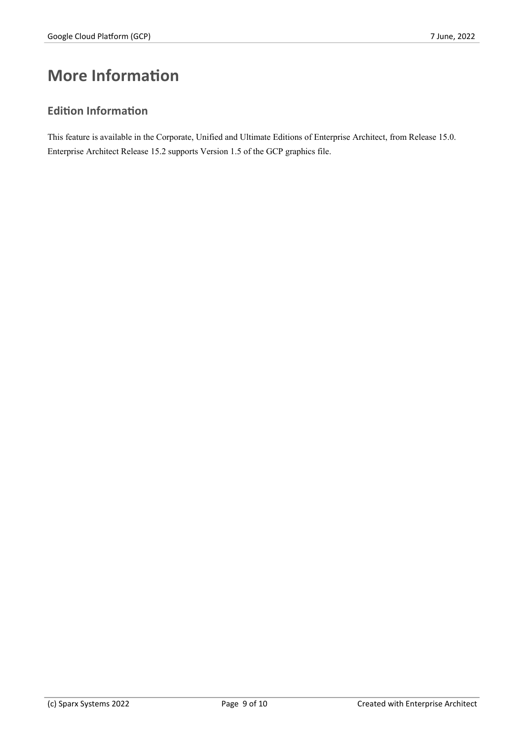# More Information

## Edition Information

This feature is available in the Corporate, Unified and Ultimate Editions of Enterprise Architect, from Release 15.0. Enterprise Architect Release 15.2 supports Version 1.5 of the GCP graphics file.